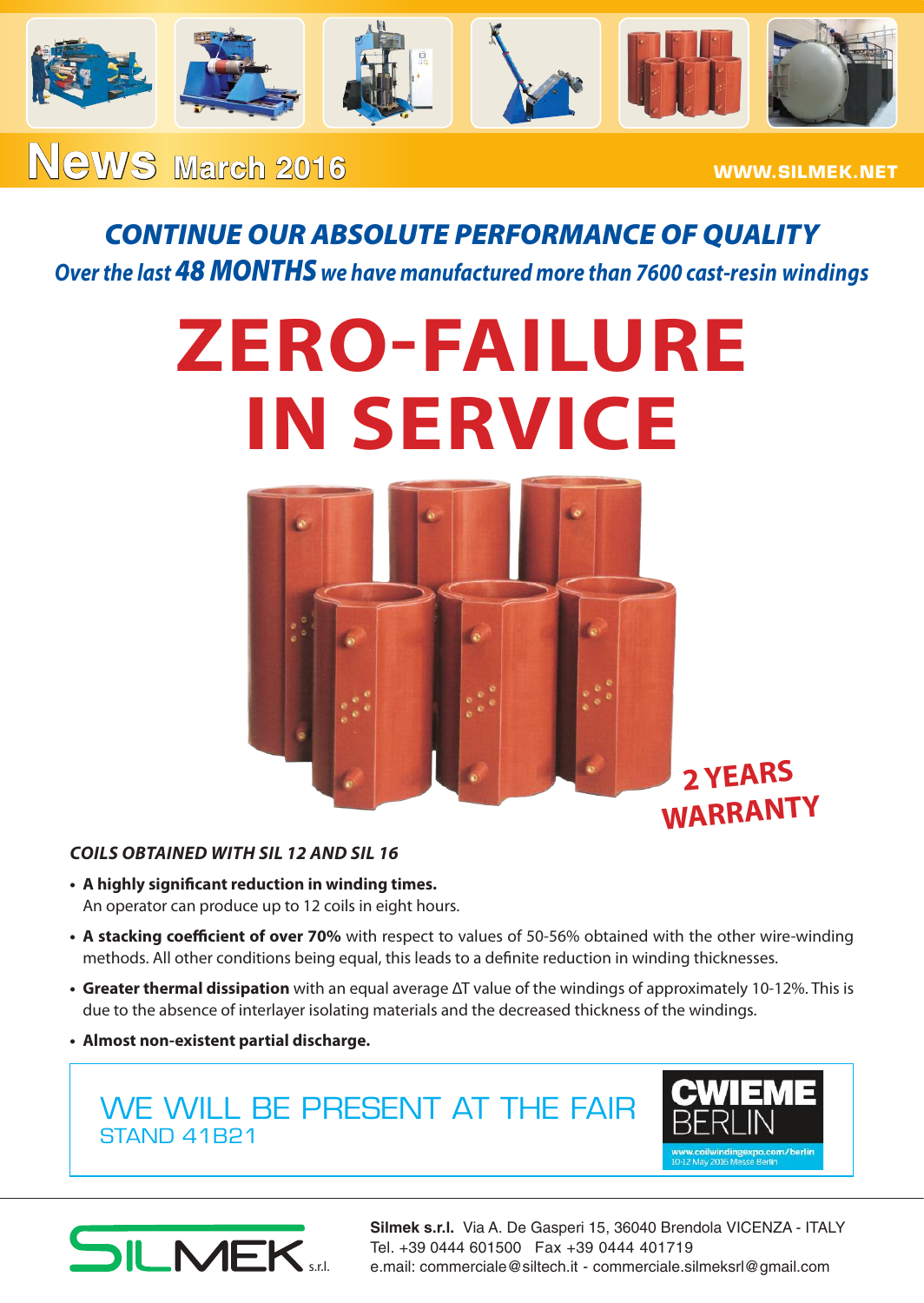# News March 2016

WWW.SILMEK.NET

## *CONTINUE OUR ABSOLUTE PERFORMANCE OF QUALITY*

*Over the last **48 MONTHS** we have manufactured more than 7600 cast-resin windings*

# ZERO-FAILURE IN SERVICE

**2 YEARS WARRANTY**

***COILS OBTAINED WITH SIL 12 AND SIL 16***

- **A highly significant reduction in winding times.** An operator can produce up to 12 coils in eight hours.
- **A stacking coefficient of over 70%** with respect to values of 50-56% obtained with the other wire-winding methods. All other conditions being equal, this leads to a definite reduction in winding thicknesses.
- **Greater thermal dissipation** with an equal average ΔT value of the windings of approximately 10-12%. This is due to the absence of interlayer isolating materials and the decreased thickness of the windings.
- **Almost non-existent partial discharge.**

WE WILL BE PRESENT AT THE FAIR
STAND 41B21

CWIEME BERLIN
www.coilwindingexpo.com/berlin
10-12 May 2016 Messe Berlin

SILMEK s.r.l.

**Silmek s.r.l.** Via A. De Gasperi 15, 36040 Brendola VICENZA - ITALY
Tel. +39 0444 601500 Fax +39 0444 401719
e.mail: commerciale@siltech.it - commerciale.silmeksrl@gmail.com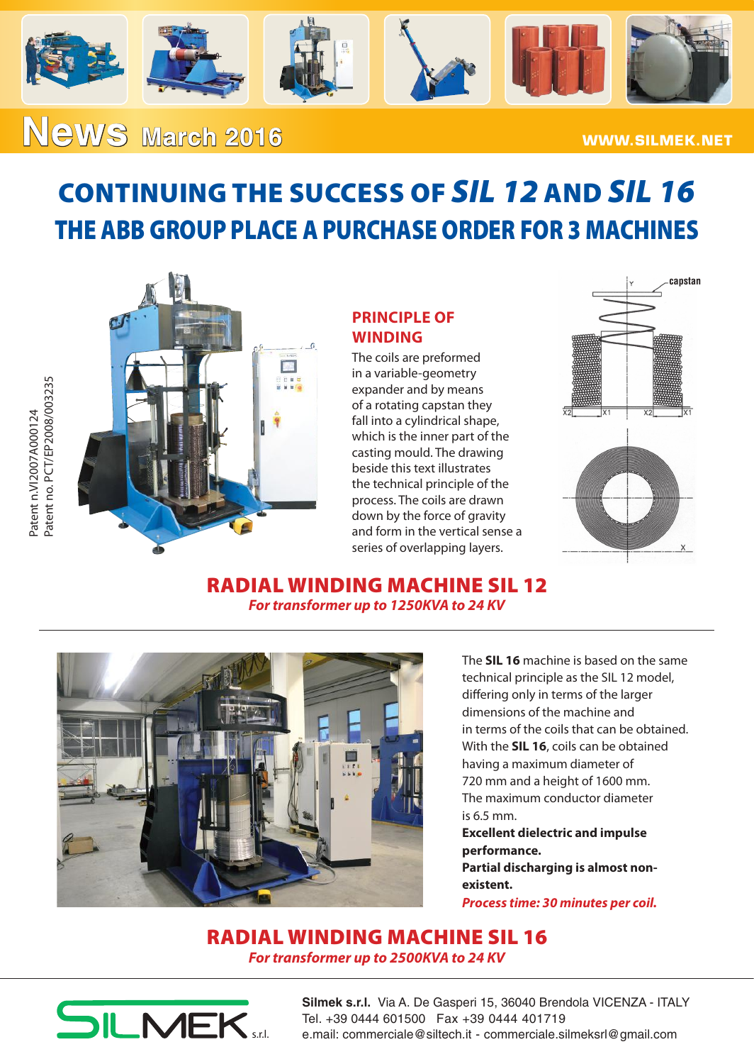# News March 2016

WWW.SILMEK.NET

# CONTINUING THE SUCCESS OF *SIL 12* AND *SIL 16*

## THE ABB GROUP PLACE A PURCHASE ORDER FOR 3 MACHINES

Patent n.VI2007A000124
Patent no. PCT/EP2008/003235

### PRINCIPLE OF WINDING

The coils are preformed in a variable-geometry expander and by means of a rotating capstan they fall into a cylindrical shape, which is the inner part of the casting mould. The drawing beside this text illustrates the technical principle of the process. The coils are drawn down by the force of gravity and form in the vertical sense a series of overlapping layers.

capstan

Y

X2 X1 X2 X1

X

## RADIAL WINDING MACHINE SIL 12

***For transformer up to 1250KVA to 24 KV***

---

The **SIL 16** machine is based on the same technical principle as the SIL 12 model, differing only in terms of the larger dimensions of the machine and in terms of the coils that can be obtained. With the **SIL 16**, coils can be obtained having a maximum diameter of 720 mm and a height of 1600 mm. The maximum conductor diameter is 6.5 mm.

**Excellent dielectric and impulse performance.**

**Partial discharging is almost non-existent.**

***Process time: 30 minutes per coil.***

## RADIAL WINDING MACHINE SIL 16

***For transformer up to 2500KVA to 24 KV***

---

SILMEK s.r.l.

**Silmek s.r.l.** Via A. De Gasperi 15, 36040 Brendola VICENZA - ITALY
Tel. +39 0444 601500 Fax +39 0444 401719
e.mail: commerciale@siltech.it - commerciale.silmeksrl@gmail.com